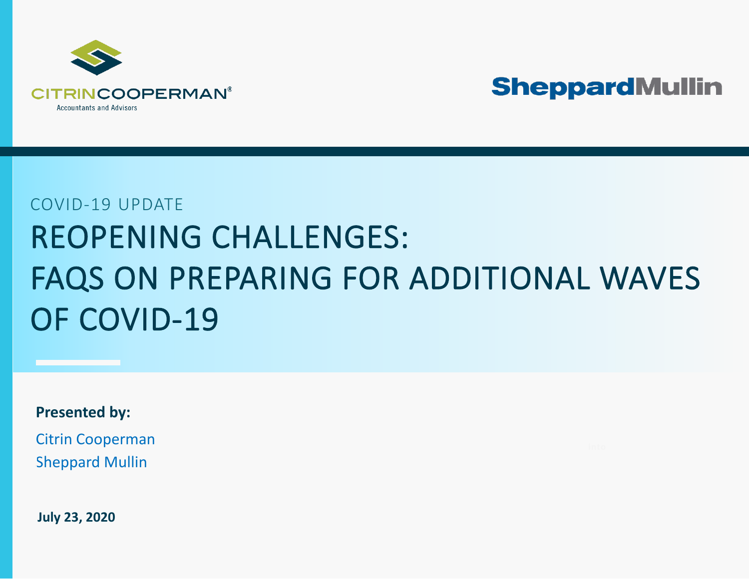CITRINCOOPERMAN®
Accountants and Advisors

SheppardMullin

COVID-19 UPDATE

# REOPENING CHALLENGES: FAQS ON PREPARING FOR ADDITIONAL WAVES OF COVID-19

**Presented by:**

Citrin Cooperman

Sheppard Mullin

**July 23, 2020**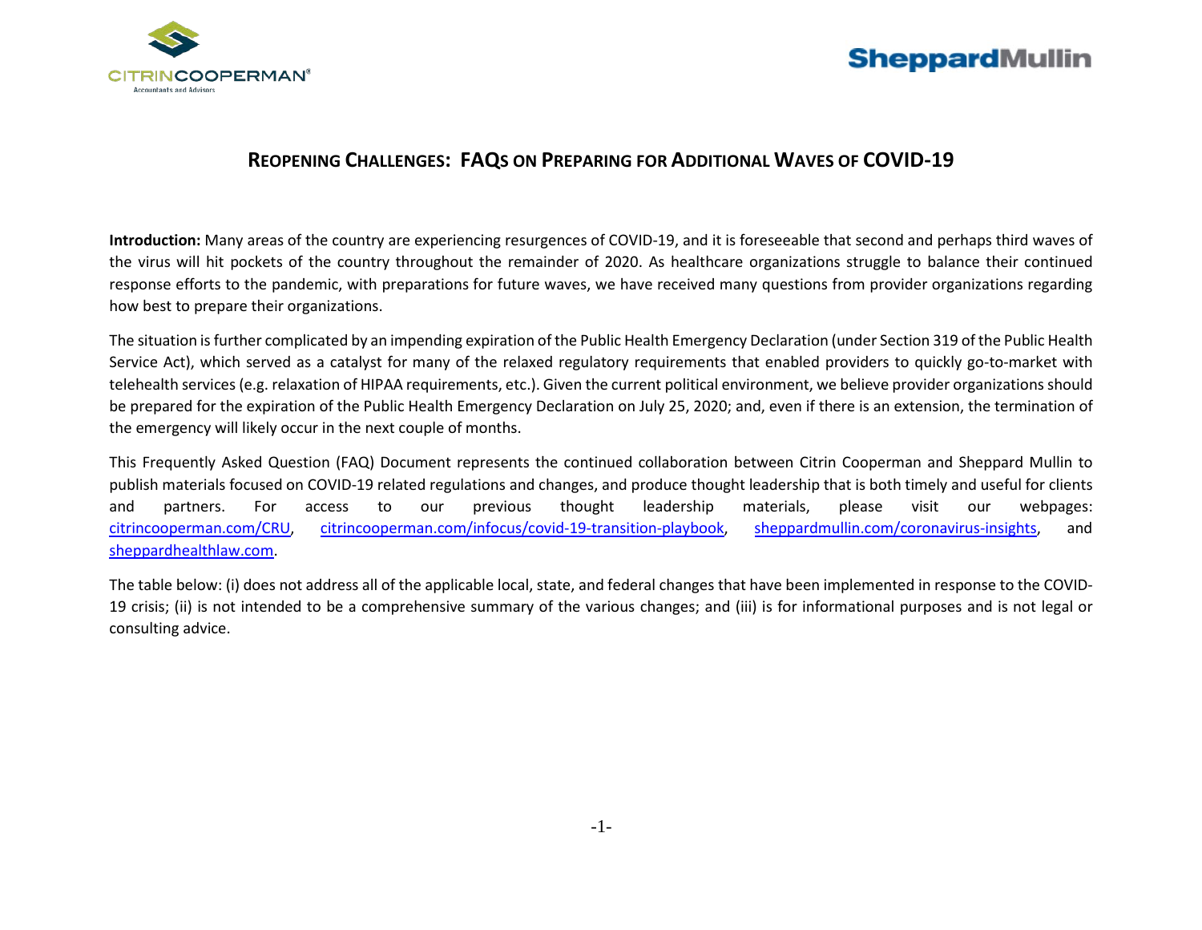# REOPENING CHALLENGES: FAQS ON PREPARING FOR ADDITIONAL WAVES OF COVID-19

**Introduction:** Many areas of the country are experiencing resurgences of COVID-19, and it is foreseeable that second and perhaps third waves of the virus will hit pockets of the country throughout the remainder of 2020. As healthcare organizations struggle to balance their continued response efforts to the pandemic, with preparations for future waves, we have received many questions from provider organizations regarding how best to prepare their organizations.

The situation is further complicated by an impending expiration of the Public Health Emergency Declaration (under Section 319 of the Public Health Service Act), which served as a catalyst for many of the relaxed regulatory requirements that enabled providers to quickly go-to-market with telehealth services (e.g. relaxation of HIPAA requirements, etc.). Given the current political environment, we believe provider organizations should be prepared for the expiration of the Public Health Emergency Declaration on July 25, 2020; and, even if there is an extension, the termination of the emergency will likely occur in the next couple of months.

This Frequently Asked Question (FAQ) Document represents the continued collaboration between Citrin Cooperman and Sheppard Mullin to publish materials focused on COVID-19 related regulations and changes, and produce thought leadership that is both timely and useful for clients and partners. For access to our previous thought leadership materials, please visit our webpages: citrincooperman.com/CRU, citrincooperman.com/infocus/covid-19-transition-playbook, sheppardmullin.com/coronavirus-insights, and sheppardhealthlaw.com.

The table below: (i) does not address all of the applicable local, state, and federal changes that have been implemented in response to the COVID-19 crisis; (ii) is not intended to be a comprehensive summary of the various changes; and (iii) is for informational purposes and is not legal or consulting advice.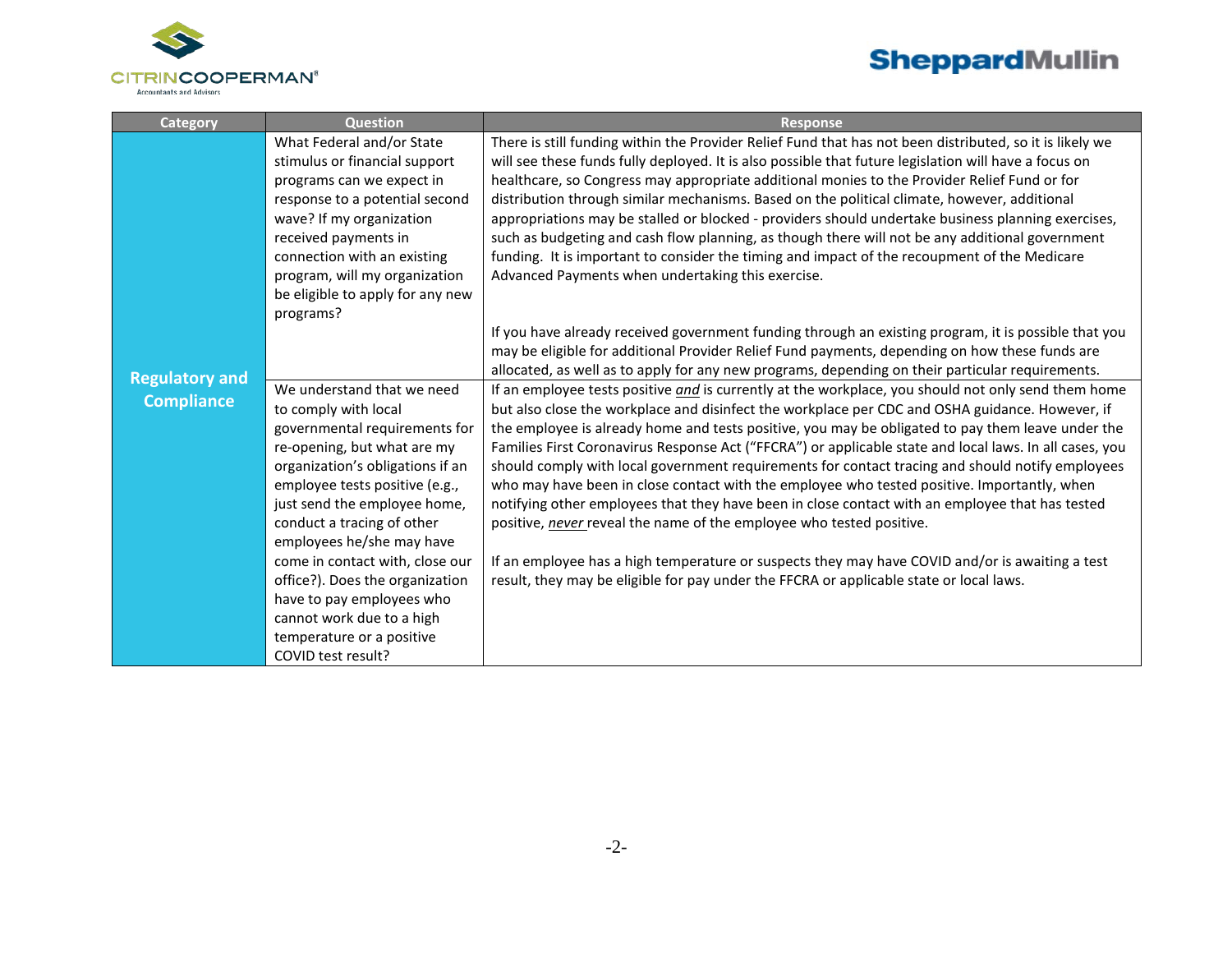| Category | Question | Response |
|---|---|---|
| **Regulatory and Compliance** | What Federal and/or State stimulus or financial support programs can we expect in response to a potential second wave? If my organization received payments in connection with an existing program, will my organization be eligible to apply for any new programs? | There is still funding within the Provider Relief Fund that has not been distributed, so it is likely we will see these funds fully deployed. It is also possible that future legislation will have a focus on healthcare, so Congress may appropriate additional monies to the Provider Relief Fund or for distribution through similar mechanisms. Based on the political climate, however, additional appropriations may be stalled or blocked - providers should undertake business planning exercises, such as budgeting and cash flow planning, as though there will not be any additional government funding. It is important to consider the timing and impact of the recoupment of the Medicare Advanced Payments when undertaking this exercise.<br><br>If you have already received government funding through an existing program, it is possible that you may be eligible for additional Provider Relief Fund payments, depending on how these funds are allocated, as well as to apply for any new programs, depending on their particular requirements. |
| | We understand that we need to comply with local governmental requirements for re-opening, but what are my organization's obligations if an employee tests positive (e.g., just send the employee home, conduct a tracing of other employees he/she may have come in contact with, close our office?). Does the organization have to pay employees who cannot work due to a high temperature or a positive COVID test result? | If an employee tests positive ***and*** is currently at the workplace, you should not only send them home but also close the workplace and disinfect the workplace per CDC and OSHA guidance. However, if the employee is already home and tests positive, you may be obligated to pay them leave under the Families First Coronavirus Response Act ("FFCRA") or applicable state and local laws. In all cases, you should comply with local government requirements for contact tracing and should notify employees who may have been in close contact with the employee who tested positive. Importantly, when notifying other employees that they have been in close contact with an employee that has tested positive, ***never*** reveal the name of the employee who tested positive.<br><br>If an employee has a high temperature or suspects they may have COVID and/or is awaiting a test result, they may be eligible for pay under the FFCRA or applicable state or local laws. |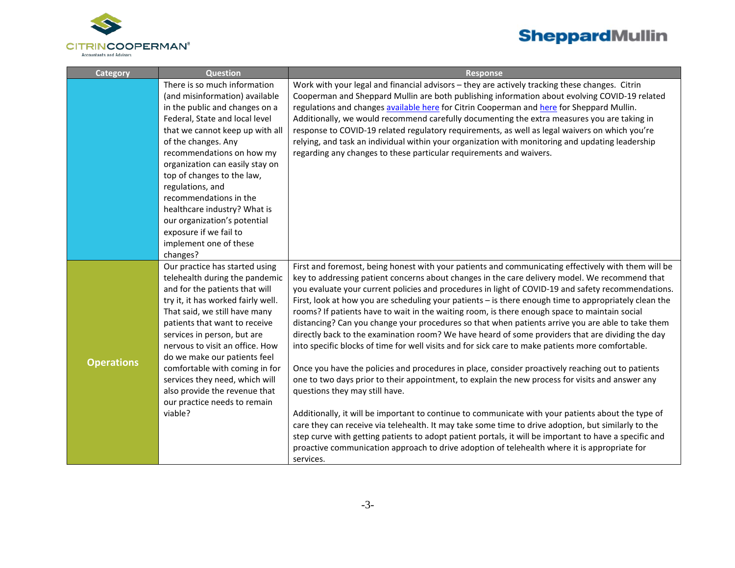| Category | Question | Response |
|---|---|---|
| | There is so much information (and misinformation) available in the public and changes on a Federal, State and local level that we cannot keep up with all of the changes. Any recommendations on how my organization can easily stay on top of changes to the law, regulations, and recommendations in the healthcare industry? What is our organization's potential exposure if we fail to implement one of these changes? | Work with your legal and financial advisors – they are actively tracking these changes. Citrin Cooperman and Sheppard Mullin are both publishing information about evolving COVID-19 related regulations and changes available here for Citrin Cooperman and here for Sheppard Mullin. Additionally, we would recommend carefully documenting the extra measures you are taking in response to COVID-19 related regulatory requirements, as well as legal waivers on which you're relying, and task an individual within your organization with monitoring and updating leadership regarding any changes to these particular requirements and waivers. |
| **Operations** | Our practice has started using telehealth during the pandemic and for the patients that will try it, it has worked fairly well. That said, we still have many patients that want to receive services in person, but are nervous to visit an office. How do we make our patients feel comfortable with coming in for services they need, which will also provide the revenue that our practice needs to remain viable? | First and foremost, being honest with your patients and communicating effectively with them will be key to addressing patient concerns about changes in the care delivery model. We recommend that you evaluate your current policies and procedures in light of COVID-19 and safety recommendations. First, look at how you are scheduling your patients – is there enough time to appropriately clean the rooms? If patients have to wait in the waiting room, is there enough space to maintain social distancing? Can you change your procedures so that when patients arrive you are able to take them directly back to the examination room? We have heard of some providers that are dividing the day into specific blocks of time for well visits and for sick care to make patients more comfortable.<br><br>Once you have the policies and procedures in place, consider proactively reaching out to patients one to two days prior to their appointment, to explain the new process for visits and answer any questions they may still have.<br><br>Additionally, it will be important to continue to communicate with your patients about the type of care they can receive via telehealth. It may take some time to drive adoption, but similarly to the step curve with getting patients to adopt patient portals, it will be important to have a specific and proactive communication approach to drive adoption of telehealth where it is appropriate for services. |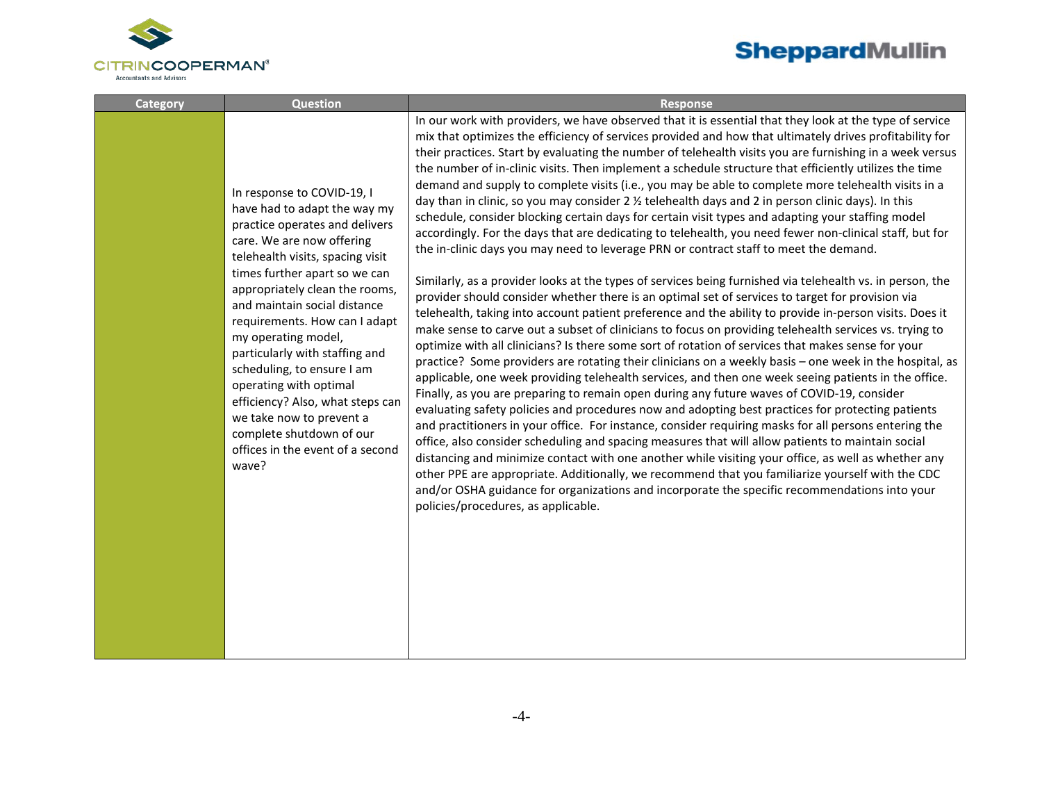| Category | Question | Response |
| --- | --- | --- |
| | In response to COVID-19, I have had to adapt the way my practice operates and delivers care. We are now offering telehealth visits, spacing visit times further apart so we can appropriately clean the rooms, and maintain social distance requirements. How can I adapt my operating model, particularly with staffing and scheduling, to ensure I am operating with optimal efficiency? Also, what steps can we take now to prevent a complete shutdown of our offices in the event of a second wave? | In our work with providers, we have observed that it is essential that they look at the type of service mix that optimizes the efficiency of services provided and how that ultimately drives profitability for their practices. Start by evaluating the number of telehealth visits you are furnishing in a week versus the number of in-clinic visits. Then implement a schedule structure that efficiently utilizes the time demand and supply to complete visits (i.e., you may be able to complete more telehealth visits in a day than in clinic, so you may consider 2 ½ telehealth days and 2 in person clinic days). In this schedule, consider blocking certain days for certain visit types and adapting your staffing model accordingly. For the days that are dedicating to telehealth, you need fewer non-clinical staff, but for the in-clinic days you may need to leverage PRN or contract staff to meet the demand.<br><br>Similarly, as a provider looks at the types of services being furnished via telehealth vs. in person, the provider should consider whether there is an optimal set of services to target for provision via telehealth, taking into account patient preference and the ability to provide in-person visits. Does it make sense to carve out a subset of clinicians to focus on providing telehealth services vs. trying to optimize with all clinicians? Is there some sort of rotation of services that makes sense for your practice? Some providers are rotating their clinicians on a weekly basis – one week in the hospital, as applicable, one week providing telehealth services, and then one week seeing patients in the office. Finally, as you are preparing to remain open during any future waves of COVID-19, consider evaluating safety policies and procedures now and adopting best practices for protecting patients and practitioners in your office. For instance, consider requiring masks for all persons entering the office, also consider scheduling and spacing measures that will allow patients to maintain social distancing and minimize contact with one another while visiting your office, as well as whether any other PPE are appropriate. Additionally, we recommend that you familiarize yourself with the CDC and/or OSHA guidance for organizations and incorporate the specific recommendations into your policies/procedures, as applicable. |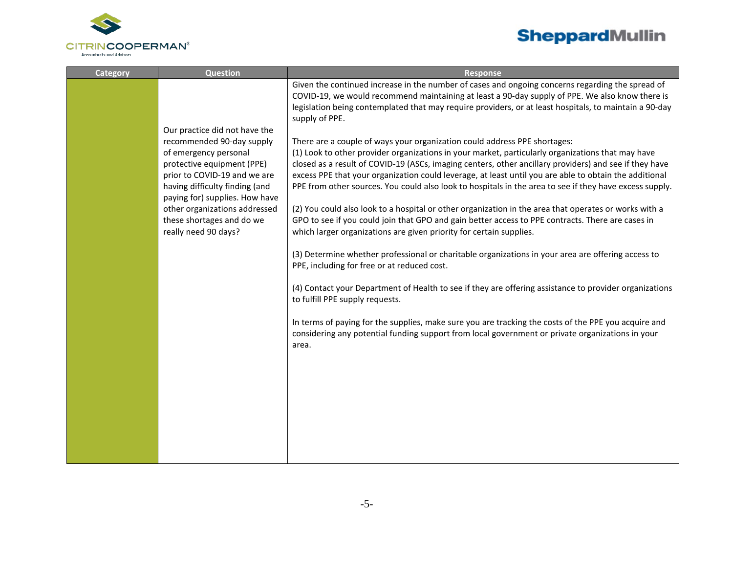| Category | Question | Response |
|---|---|---|
| | Our practice did not have the recommended 90-day supply of emergency personal protective equipment (PPE) prior to COVID-19 and we are having difficulty finding (and paying for) supplies. How have other organizations addressed these shortages and do we really need 90 days? | Given the continued increase in the number of cases and ongoing concerns regarding the spread of COVID-19, we would recommend maintaining at least a 90-day supply of PPE. We also know there is legislation being contemplated that may require providers, or at least hospitals, to maintain a 90-day supply of PPE.<br><br>There are a couple of ways your organization could address PPE shortages:<br>(1) Look to other provider organizations in your market, particularly organizations that may have closed as a result of COVID-19 (ASCs, imaging centers, other ancillary providers) and see if they have excess PPE that your organization could leverage, at least until you are able to obtain the additional PPE from other sources. You could also look to hospitals in the area to see if they have excess supply.<br><br>(2) You could also look to a hospital or other organization in the area that operates or works with a GPO to see if you could join that GPO and gain better access to PPE contracts. There are cases in which larger organizations are given priority for certain supplies.<br><br>(3) Determine whether professional or charitable organizations in your area are offering access to PPE, including for free or at reduced cost.<br><br>(4) Contact your Department of Health to see if they are offering assistance to provider organizations to fulfill PPE supply requests.<br><br>In terms of paying for the supplies, make sure you are tracking the costs of the PPE you acquire and considering any potential funding support from local government or private organizations in your area. |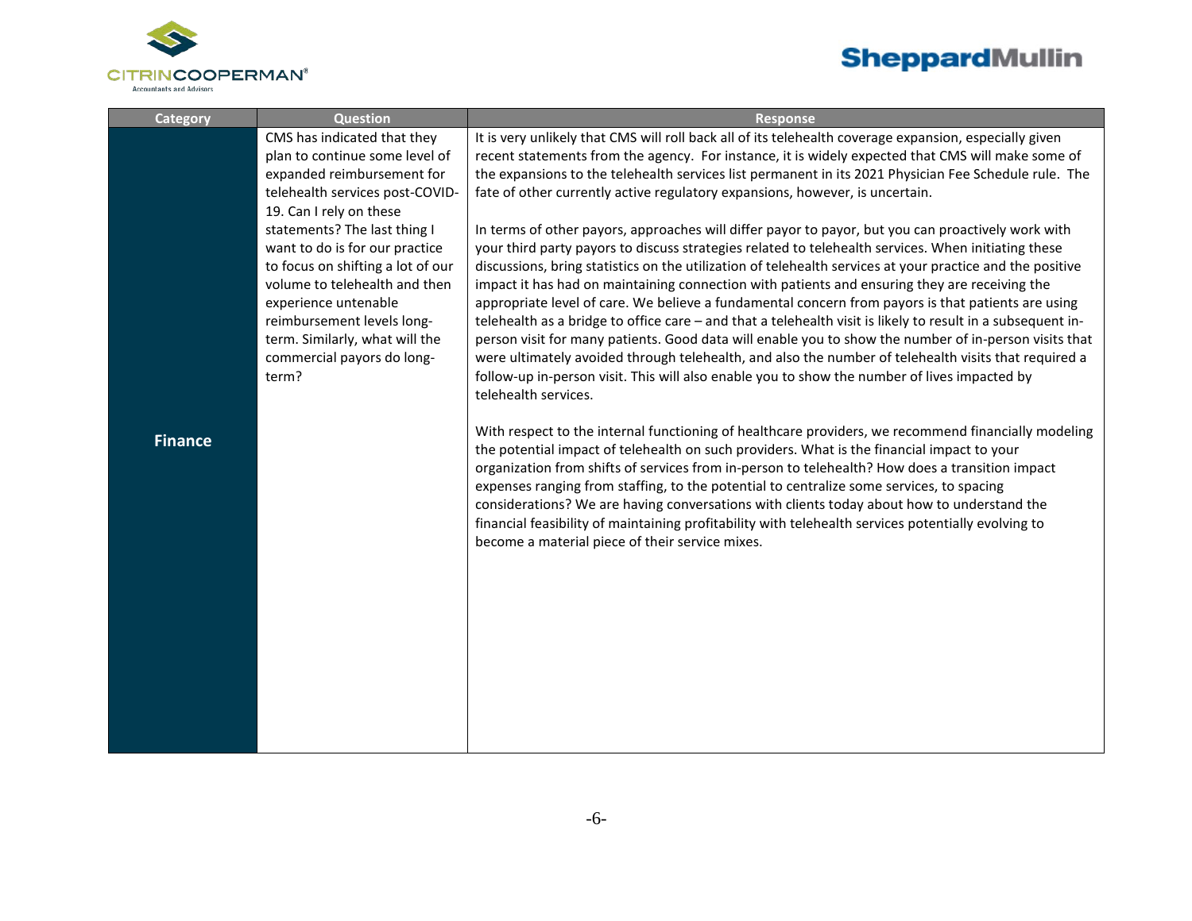| Category | Question | Response |
| --- | --- | --- |
| **Finance** | CMS has indicated that they plan to continue some level of expanded reimbursement for telehealth services post-COVID-19. Can I rely on these statements? The last thing I want to do is for our practice to focus on shifting a lot of our volume to telehealth and then experience untenable reimbursement levels long-term. Similarly, what will the commercial payors do long-term? | It is very unlikely that CMS will roll back all of its telehealth coverage expansion, especially given recent statements from the agency. For instance, it is widely expected that CMS will make some of the expansions to the telehealth services list permanent in its 2021 Physician Fee Schedule rule. The fate of other currently active regulatory expansions, however, is uncertain.<br><br>In terms of other payors, approaches will differ payor to payor, but you can proactively work with your third party payors to discuss strategies related to telehealth services. When initiating these discussions, bring statistics on the utilization of telehealth services at your practice and the positive impact it has had on maintaining connection with patients and ensuring they are receiving the appropriate level of care. We believe a fundamental concern from payors is that patients are using telehealth as a bridge to office care – and that a telehealth visit is likely to result in a subsequent in-person visit for many patients. Good data will enable you to show the number of in-person visits that were ultimately avoided through telehealth, and also the number of telehealth visits that required a follow-up in-person visit. This will also enable you to show the number of lives impacted by telehealth services.<br><br>With respect to the internal functioning of healthcare providers, we recommend financially modeling the potential impact of telehealth on such providers. What is the financial impact to your organization from shifts of services from in-person to telehealth? How does a transition impact expenses ranging from staffing, to the potential to centralize some services, to spacing considerations? We are having conversations with clients today about how to understand the financial feasibility of maintaining profitability with telehealth services potentially evolving to become a material piece of their service mixes. |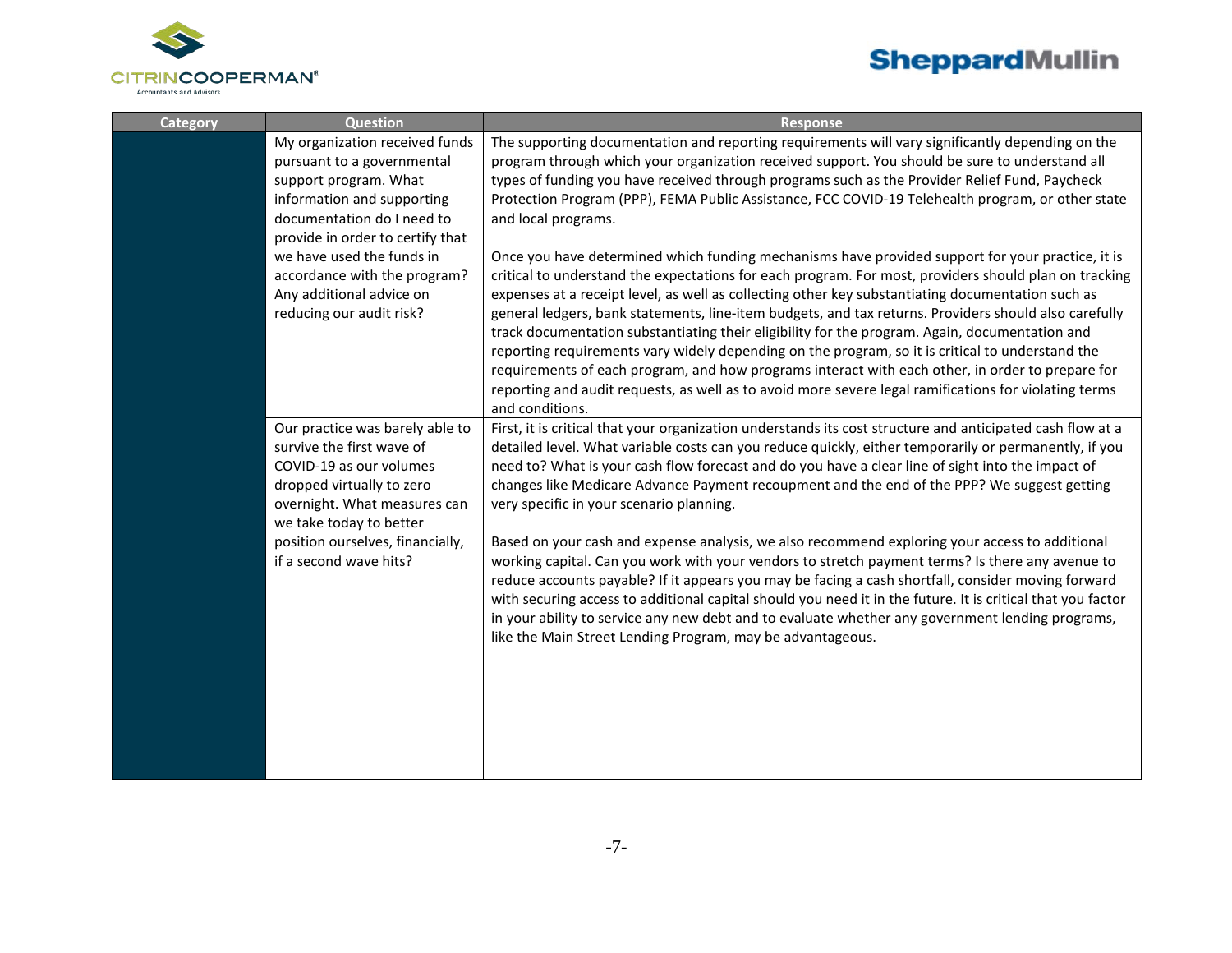| Category | Question | Response |
|---|---|---|
| | My organization received funds pursuant to a governmental support program. What information and supporting documentation do I need to provide in order to certify that we have used the funds in accordance with the program? Any additional advice on reducing our audit risk? | The supporting documentation and reporting requirements will vary significantly depending on the program through which your organization received support. You should be sure to understand all types of funding you have received through programs such as the Provider Relief Fund, Paycheck Protection Program (PPP), FEMA Public Assistance, FCC COVID-19 Telehealth program, or other state and local programs.<br><br>Once you have determined which funding mechanisms have provided support for your practice, it is critical to understand the expectations for each program. For most, providers should plan on tracking expenses at a receipt level, as well as collecting other key substantiating documentation such as general ledgers, bank statements, line-item budgets, and tax returns. Providers should also carefully track documentation substantiating their eligibility for the program. Again, documentation and reporting requirements vary widely depending on the program, so it is critical to understand the requirements of each program, and how programs interact with each other, in order to prepare for reporting and audit requests, as well as to avoid more severe legal ramifications for violating terms and conditions. |
| | Our practice was barely able to survive the first wave of COVID-19 as our volumes dropped virtually to zero overnight. What measures can we take today to better position ourselves, financially, if a second wave hits? | First, it is critical that your organization understands its cost structure and anticipated cash flow at a detailed level. What variable costs can you reduce quickly, either temporarily or permanently, if you need to? What is your cash flow forecast and do you have a clear line of sight into the impact of changes like Medicare Advance Payment recoupment and the end of the PPP? We suggest getting very specific in your scenario planning.<br><br>Based on your cash and expense analysis, we also recommend exploring your access to additional working capital. Can you work with your vendors to stretch payment terms? Is there any avenue to reduce accounts payable? If it appears you may be facing a cash shortfall, consider moving forward with securing access to additional capital should you need it in the future. It is critical that you factor in your ability to service any new debt and to evaluate whether any government lending programs, like the Main Street Lending Program, may be advantageous. |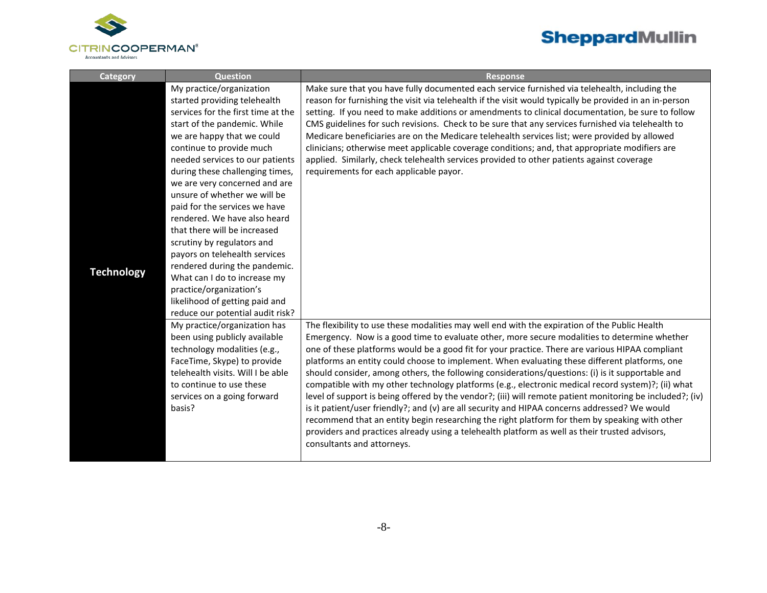| Category | Question | Response |
|---|---|---|
| Technology | My practice/organization started providing telehealth services for the first time at the start of the pandemic. While we are happy that we could continue to provide much needed services to our patients during these challenging times, we are very concerned and are unsure of whether we will be paid for the services we have rendered. We have also heard that there will be increased scrutiny by regulators and payors on telehealth services rendered during the pandemic. What can I do to increase my practice/organization's likelihood of getting paid and reduce our potential audit risk? | Make sure that you have fully documented each service furnished via telehealth, including the reason for furnishing the visit via telehealth if the visit would typically be provided in an in-person setting. If you need to make additions or amendments to clinical documentation, be sure to follow CMS guidelines for such revisions. Check to be sure that any services furnished via telehealth to Medicare beneficiaries are on the Medicare telehealth services list; were provided by allowed clinicians; otherwise meet applicable coverage conditions; and, that appropriate modifiers are applied. Similarly, check telehealth services provided to other patients against coverage requirements for each applicable payor. |
| | My practice/organization has been using publicly available technology modalities (e.g., FaceTime, Skype) to provide telehealth visits. Will I be able to continue to use these services on a going forward basis? | The flexibility to use these modalities may well end with the expiration of the Public Health Emergency. Now is a good time to evaluate other, more secure modalities to determine whether one of these platforms would be a good fit for your practice. There are various HIPAA compliant platforms an entity could choose to implement. When evaluating these different platforms, one should consider, among others, the following considerations/questions: (i) is it supportable and compatible with my other technology platforms (e.g., electronic medical record system)?; (ii) what level of support is being offered by the vendor?; (iii) will remote patient monitoring be included?; (iv) is it patient/user friendly?; and (v) are all security and HIPAA concerns addressed? We would recommend that an entity begin researching the right platform for them by speaking with other providers and practices already using a telehealth platform as well as their trusted advisors, consultants and attorneys. |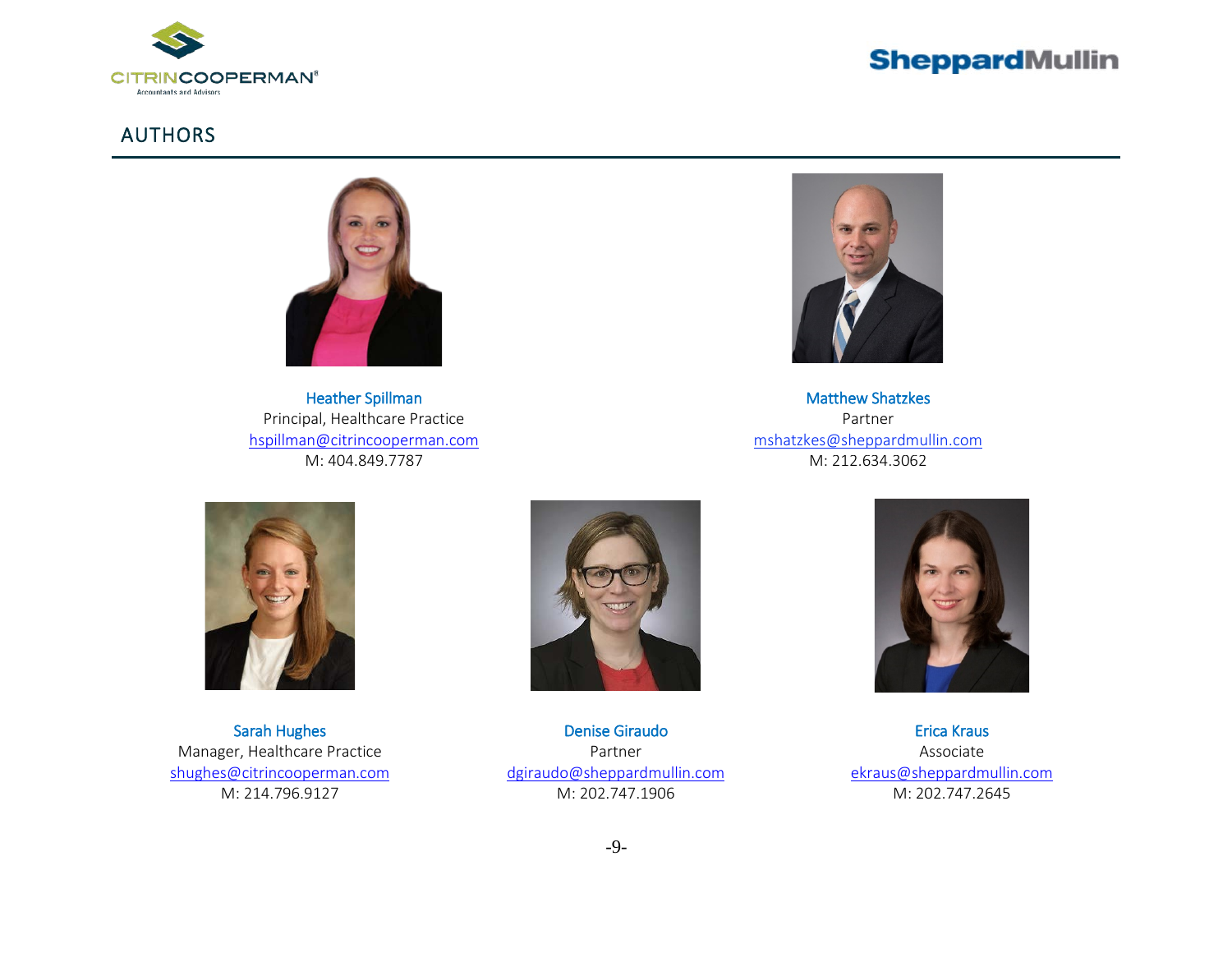## AUTHORS

**Heather Spillman**
Principal, Healthcare Practice
hspillman@citrincooperman.com
M: 404.849.7787

**Matthew Shatzkes**
Partner
mshatzkes@sheppardmullin.com
M: 212.634.3062

**Sarah Hughes**
Manager, Healthcare Practice
shughes@citrincooperman.com
M: 214.796.9127

**Denise Giraudo**
Partner
dgiraudo@sheppardmullin.com
M: 202.747.1906

**Erica Kraus**
Associate
ekraus@sheppardmullin.com
M: 202.747.2645